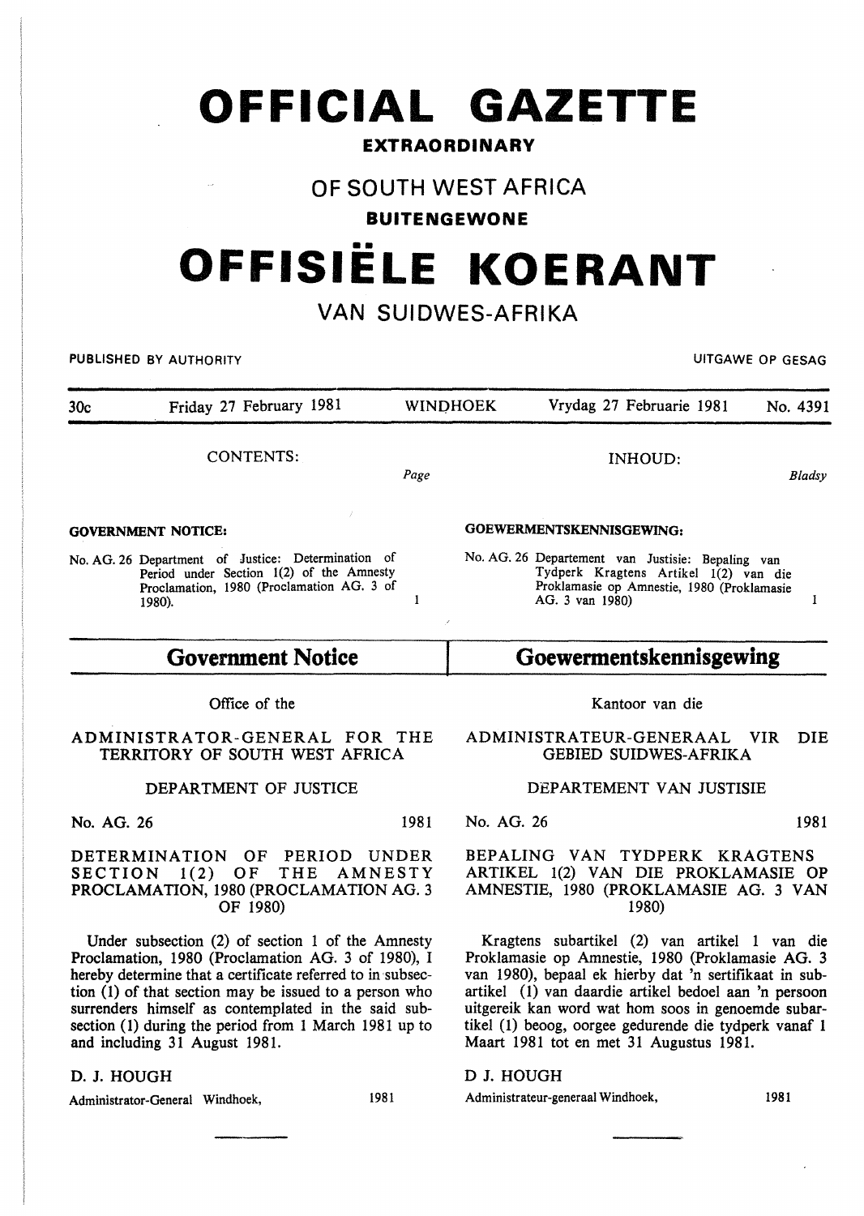# OFFICIAL GAZETTE

**EXTRAORDINARY**

## OF SOUTH WEST AFRICA

**BUITENGEWONE**

# OFFISIËLE KOERANT

## VAN SUIDWES-AFRIKA

PUBLISHED BY AUTHORITY — UITGAWE OP GESAG

30c — Friday 27 February 1981 — WINDHOEK — Vrydag 27 Februarie 1981 — No. 4391

CONTENTS: — *Page*

**GOVERNMENT NOTICE:**

No. AG. 26 Department of Justice: Determination of Period under Section 1(2) of the Amnesty Proclamation, 1980 (Proclamation AG. 3 of 1980). — 1

## Government Notice

Office of the

ADMINISTRATOR-GENERAL FOR THE TERRITORY OF SOUTH WEST AFRICA

DEPARTMENT OF JUSTICE

No. AG. 26 — 1981

DETERMINATION OF PERIOD UNDER SECTION 1(2) OF THE AMNESTY PROCLAMATION, 1980 (PROCLAMATION AG. 3 OF 1980)

Under subsection (2) of section 1 of the Amnesty Proclamation, 1980 (Proclamation AG. 3 of 1980), I hereby determine that a certificate referred to in subsection (1) of that section may be issued to a person who surrenders himself as contemplated in the said subsection (1) during the period from 1 March 1981 up to and including 31 August 1981.

D. J. HOUGH

Administrator-General Windhoek, — 1981

---

INHOUD: — *Bladsy*

**GOEWERMENTSKENNISGEWING:**

No. AG. 26 Departement van Justisie: Bepaling van Tydperk Kragtens Artikel 1(2) van die Proklamasie op Amnestie, 1980 (Proklamasie AG. 3 van 1980) — 1

## Goewermentskennisgewing

Kantoor van die

ADMINISTRATEUR-GENERAAL VIR DIE GEBIED SUIDWES-AFRIKA

DEPARTEMENT VAN JUSTISIE

No. AG. 26 — 1981

BEPALING VAN TYDPERK KRAGTENS ARTIKEL 1(2) VAN DIE PROKLAMASIE OP AMNESTIE, 1980 (PROKLAMASIE AG. 3 VAN 1980)

Kragtens subartikel (2) van artikel 1 van die Proklamasie op Amnestie, 1980 (Proklamasie AG. 3 van 1980), bepaal ek hierby dat 'n sertifikaat in subartikel (1) van daardie artikel bedoel aan 'n persoon uitgereik kan word wat hom soos in genoemde subartikel (1) beoog, oorgee gedurende die tydperk vanaf 1 Maart 1981 tot en met 31 Augustus 1981.

D J. HOUGH

Administrateur-generaal Windhoek, — 1981